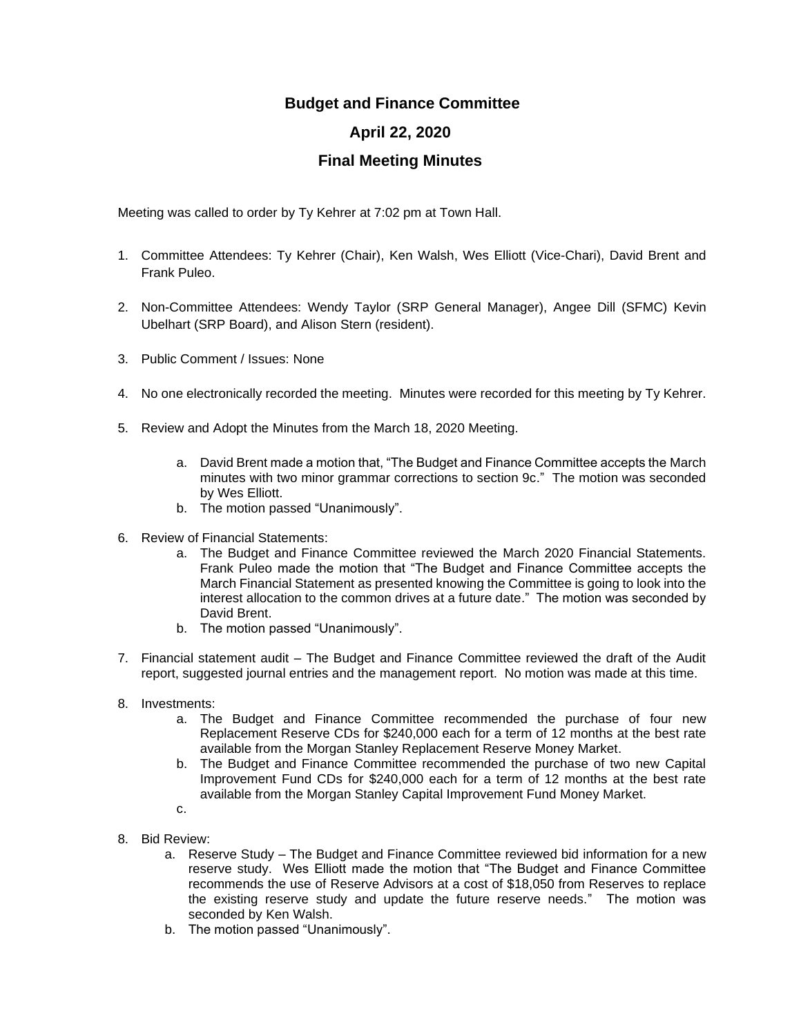# Budget and Finance Committee

## April 22, 2020

## Final Meeting Minutes

Meeting was called to order by Ty Kehrer at 7:02 pm at Town Hall.

1. Committee Attendees: Ty Kehrer (Chair), Ken Walsh, Wes Elliott (Vice-Chari), David Brent and Frank Puleo.

2. Non-Committee Attendees: Wendy Taylor (SRP General Manager), Angee Dill (SFMC) Kevin Ubelhart (SRP Board), and Alison Stern (resident).

3. Public Comment / Issues: None

4. No one electronically recorded the meeting. Minutes were recorded for this meeting by Ty Kehrer.

5. Review and Adopt the Minutes from the March 18, 2020 Meeting.

   a. David Brent made a motion that, "The Budget and Finance Committee accepts the March minutes with two minor grammar corrections to section 9c." The motion was seconded by Wes Elliott.
   b. The motion passed "Unanimously".

6. Review of Financial Statements:
   a. The Budget and Finance Committee reviewed the March 2020 Financial Statements. Frank Puleo made the motion that "The Budget and Finance Committee accepts the March Financial Statement as presented knowing the Committee is going to look into the interest allocation to the common drives at a future date." The motion was seconded by David Brent.
   b. The motion passed "Unanimously".

7. Financial statement audit – The Budget and Finance Committee reviewed the draft of the Audit report, suggested journal entries and the management report. No motion was made at this time.

8. Investments:
   a. The Budget and Finance Committee recommended the purchase of four new Replacement Reserve CDs for $240,000 each for a term of 12 months at the best rate available from the Morgan Stanley Replacement Reserve Money Market.
   b. The Budget and Finance Committee recommended the purchase of two new Capital Improvement Fund CDs for $240,000 each for a term of 12 months at the best rate available from the Morgan Stanley Capital Improvement Fund Money Market.
   c.

8. Bid Review:
   a. Reserve Study – The Budget and Finance Committee reviewed bid information for a new reserve study. Wes Elliott made the motion that "The Budget and Finance Committee recommends the use of Reserve Advisors at a cost of $18,050 from Reserves to replace the existing reserve study and update the future reserve needs." The motion was seconded by Ken Walsh.
   b. The motion passed "Unanimously".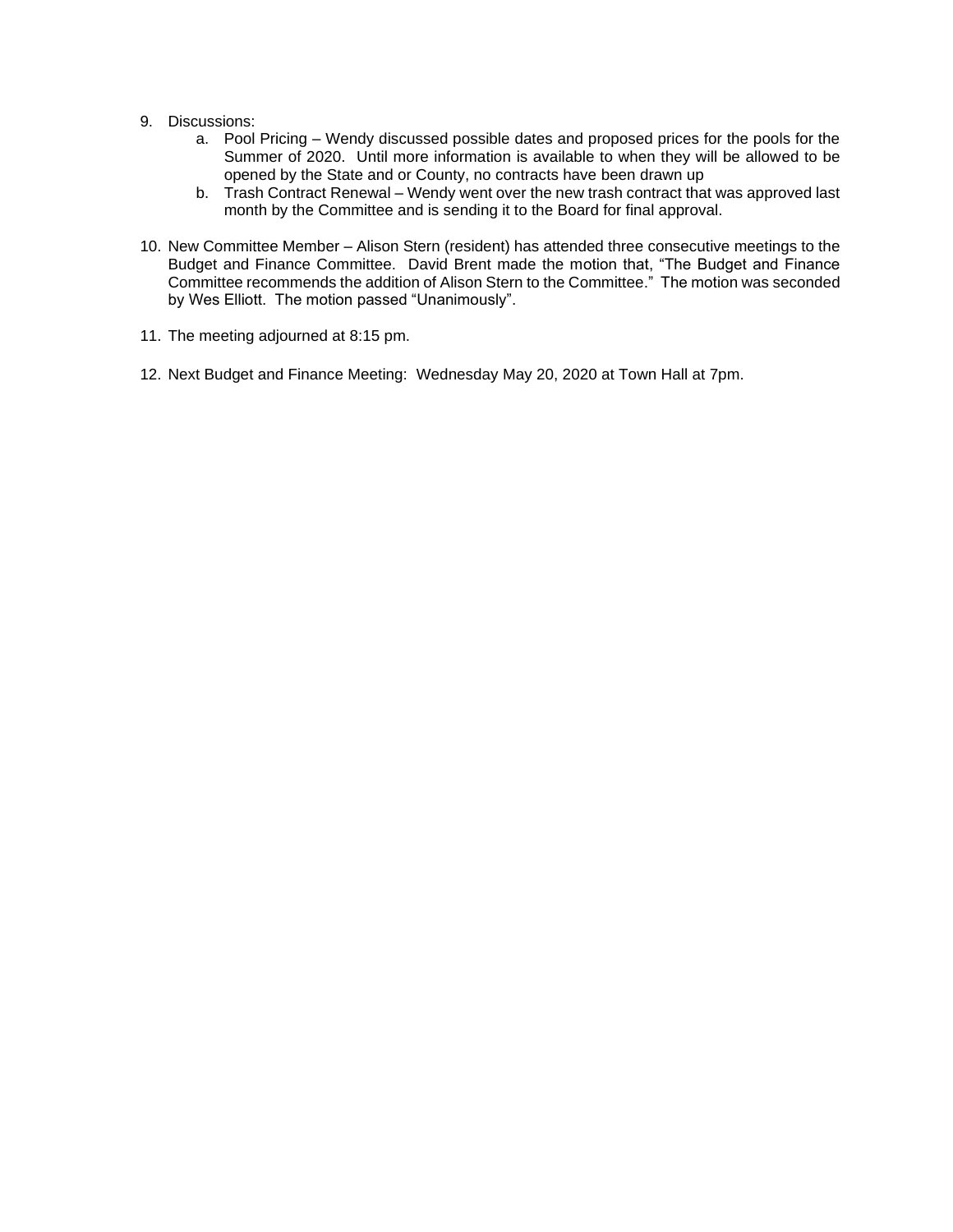9. Discussions:
    a. Pool Pricing – Wendy discussed possible dates and proposed prices for the pools for the Summer of 2020. Until more information is available to when they will be allowed to be opened by the State and or County, no contracts have been drawn up
    b. Trash Contract Renewal – Wendy went over the new trash contract that was approved last month by the Committee and is sending it to the Board for final approval.

10. New Committee Member – Alison Stern (resident) has attended three consecutive meetings to the Budget and Finance Committee. David Brent made the motion that, "The Budget and Finance Committee recommends the addition of Alison Stern to the Committee." The motion was seconded by Wes Elliott. The motion passed "Unanimously".

11. The meeting adjourned at 8:15 pm.

12. Next Budget and Finance Meeting: Wednesday May 20, 2020 at Town Hall at 7pm.